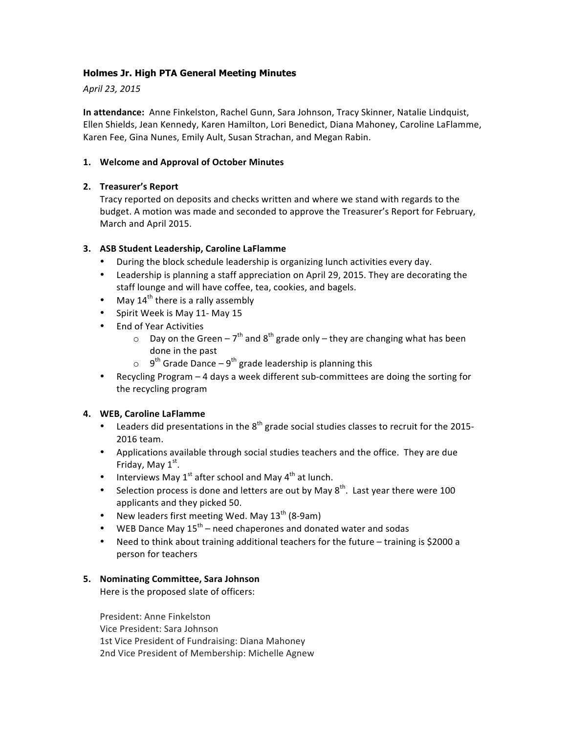### Holmes Jr. High PTA General Meeting Minutes

*April 23, 2015*

**In attendance:** Anne Finkelston, Rachel Gunn, Sara Johnson, Tracy Skinner, Natalie Lindquist, Ellen Shields, Jean Kennedy, Karen Hamilton, Lori Benedict, Diana Mahoney, Caroline LaFlamme, Karen Fee, Gina Nunes, Emily Ault, Susan Strachan, and Megan Rabin.

1. **Welcome and Approval of October Minutes**

2. **Treasurer's Report**

   Tracy reported on deposits and checks written and where we stand with regards to the budget. A motion was made and seconded to approve the Treasurer's Report for February, March and April 2015.

3. **ASB Student Leadership, Caroline LaFlamme**
   - During the block schedule leadership is organizing lunch activities every day.
   - Leadership is planning a staff appreciation on April 29, 2015. They are decorating the staff lounge and will have coffee, tea, cookies, and bagels.
   - May 14th there is a rally assembly
   - Spirit Week is May 11- May 15
   - End of Year Activities
     - Day on the Green – 7th and 8th grade only – they are changing what has been done in the past
     - 9th Grade Dance – 9th grade leadership is planning this
   - Recycling Program – 4 days a week different sub-committees are doing the sorting for the recycling program

4. **WEB, Caroline LaFlamme**
   - Leaders did presentations in the 8th grade social studies classes to recruit for the 2015-2016 team.
   - Applications available through social studies teachers and the office. They are due Friday, May 1st.
   - Interviews May 1st after school and May 4th at lunch.
   - Selection process is done and letters are out by May 8th. Last year there were 100 applicants and they picked 50.
   - New leaders first meeting Wed. May 13th (8-9am)
   - WEB Dance May 15th – need chaperones and donated water and sodas
   - Need to think about training additional teachers for the future – training is $2000 a person for teachers

5. **Nominating Committee, Sara Johnson**

   Here is the proposed slate of officers:

   President: Anne Finkelston
   Vice President: Sara Johnson
   1st Vice President of Fundraising: Diana Mahoney
   2nd Vice President of Membership: Michelle Agnew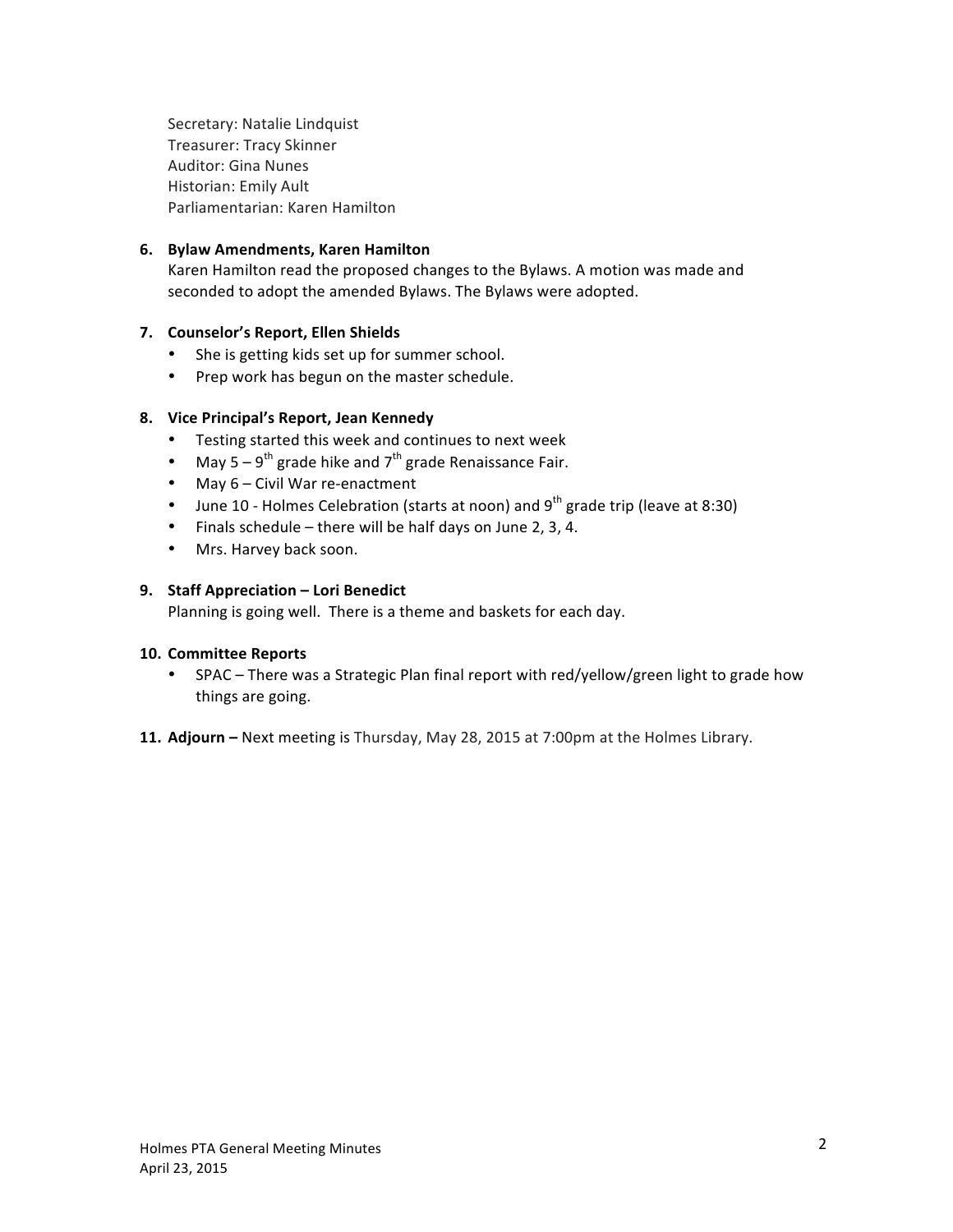Secretary: Natalie Lindquist
Treasurer: Tracy Skinner
Auditor: Gina Nunes
Historian: Emily Ault
Parliamentarian: Karen Hamilton

**6. Bylaw Amendments, Karen Hamilton**

Karen Hamilton read the proposed changes to the Bylaws. A motion was made and seconded to adopt the amended Bylaws. The Bylaws were adopted.

**7. Counselor's Report, Ellen Shields**

- She is getting kids set up for summer school.
- Prep work has begun on the master schedule.

**8. Vice Principal's Report, Jean Kennedy**

- Testing started this week and continues to next week
- May 5 – 9th grade hike and 7th grade Renaissance Fair.
- May 6 – Civil War re-enactment
- June 10 - Holmes Celebration (starts at noon) and 9th grade trip (leave at 8:30)
- Finals schedule – there will be half days on June 2, 3, 4.
- Mrs. Harvey back soon.

**9. Staff Appreciation – Lori Benedict**

Planning is going well. There is a theme and baskets for each day.

**10. Committee Reports**

- SPAC – There was a Strategic Plan final report with red/yellow/green light to grade how things are going.

**11. Adjourn –** Next meeting is Thursday, May 28, 2015 at 7:00pm at the Holmes Library.